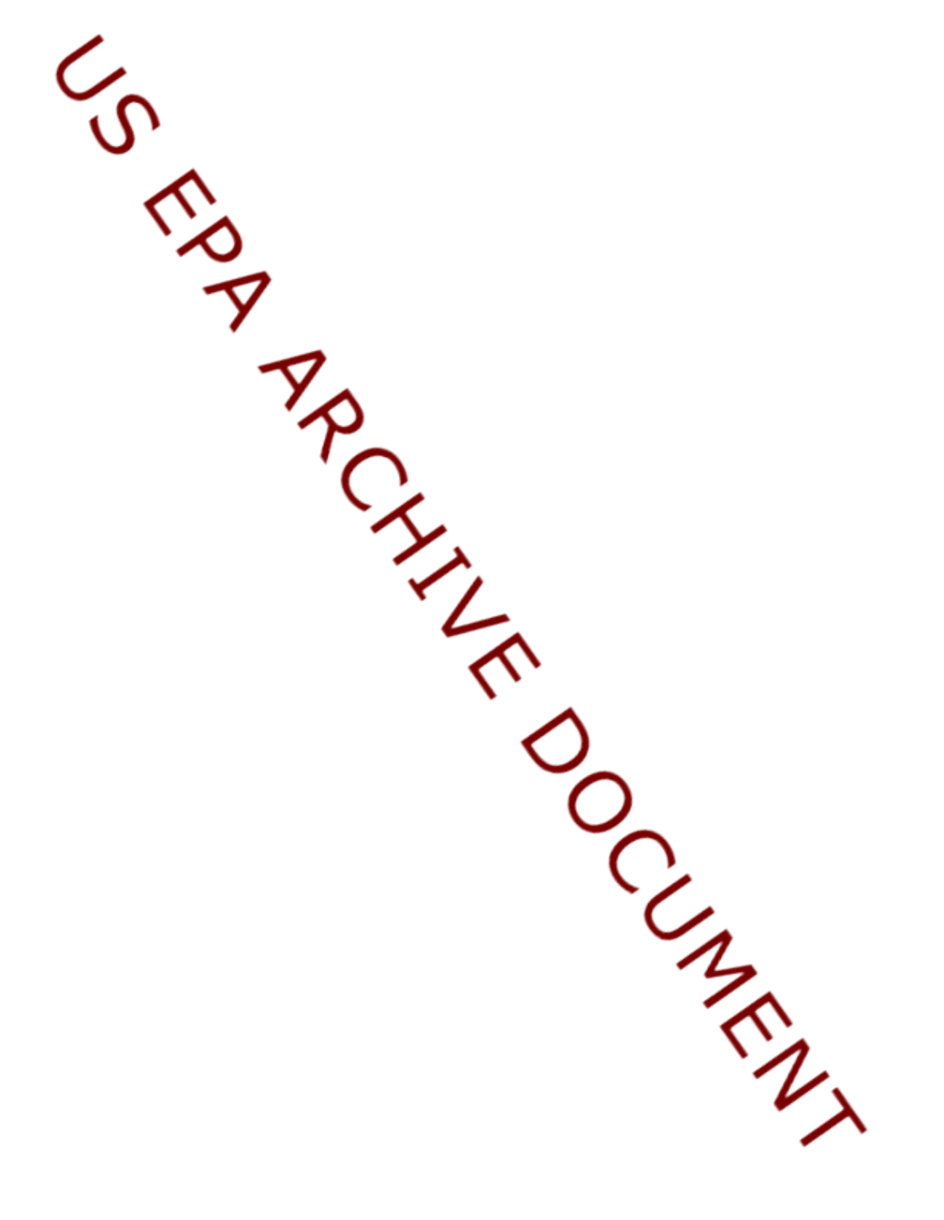US EPA ARCHIVE DOCUMENT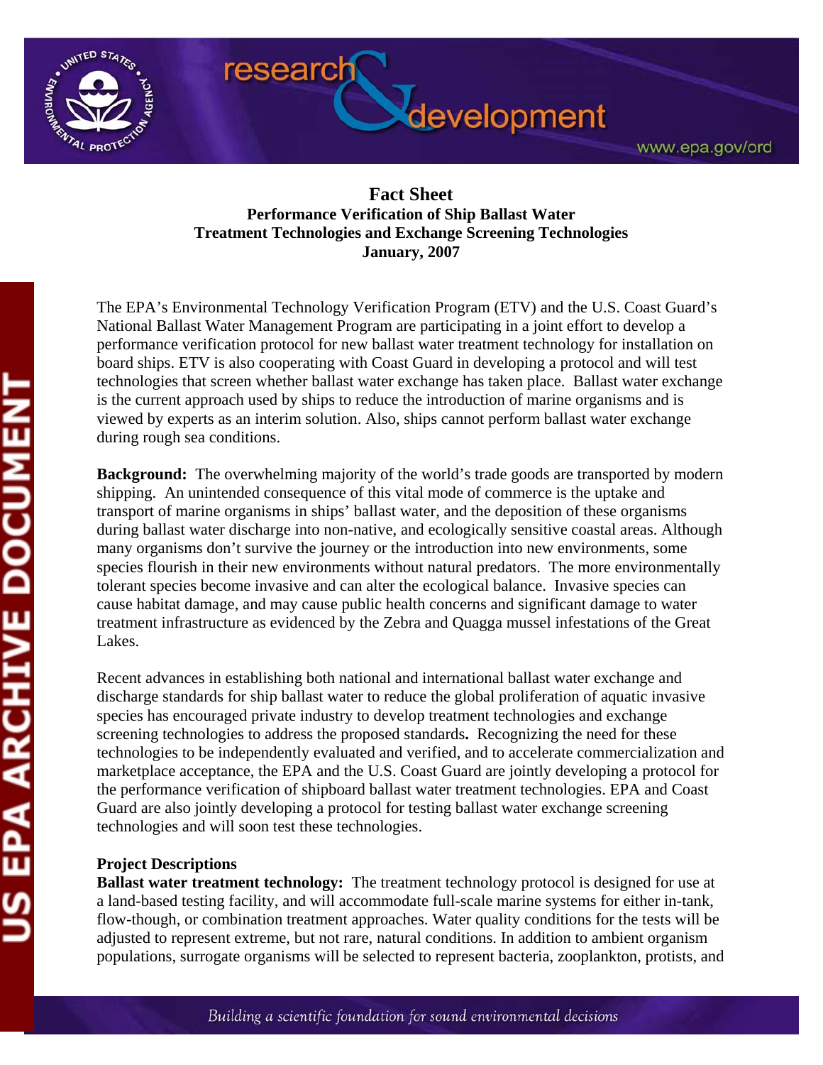# Fact Sheet

## Performance Verification of Ship Ballast Water Treatment Technologies and Exchange Screening Technologies

### January, 2007

The EPA's Environmental Technology Verification Program (ETV) and the U.S. Coast Guard's National Ballast Water Management Program are participating in a joint effort to develop a performance verification protocol for new ballast water treatment technology for installation on board ships. ETV is also cooperating with Coast Guard in developing a protocol and will test technologies that screen whether ballast water exchange has taken place. Ballast water exchange is the current approach used by ships to reduce the introduction of marine organisms and is viewed by experts as an interim solution. Also, ships cannot perform ballast water exchange during rough sea conditions.

**Background:** The overwhelming majority of the world's trade goods are transported by modern shipping. An unintended consequence of this vital mode of commerce is the uptake and transport of marine organisms in ships' ballast water, and the deposition of these organisms during ballast water discharge into non-native, and ecologically sensitive coastal areas. Although many organisms don't survive the journey or the introduction into new environments, some species flourish in their new environments without natural predators. The more environmentally tolerant species become invasive and can alter the ecological balance. Invasive species can cause habitat damage, and may cause public health concerns and significant damage to water treatment infrastructure as evidenced by the Zebra and Quagga mussel infestations of the Great Lakes.

Recent advances in establishing both national and international ballast water exchange and discharge standards for ship ballast water to reduce the global proliferation of aquatic invasive species has encouraged private industry to develop treatment technologies and exchange screening technologies to address the proposed standards**.** Recognizing the need for these technologies to be independently evaluated and verified, and to accelerate commercialization and marketplace acceptance, the EPA and the U.S. Coast Guard are jointly developing a protocol for the performance verification of shipboard ballast water treatment technologies. EPA and Coast Guard are also jointly developing a protocol for testing ballast water exchange screening technologies and will soon test these technologies.

**Project Descriptions**

**Ballast water treatment technology:** The treatment technology protocol is designed for use at a land-based testing facility, and will accommodate full-scale marine systems for either in-tank, flow-though, or combination treatment approaches. Water quality conditions for the tests will be adjusted to represent extreme, but not rare, natural conditions. In addition to ambient organism populations, surrogate organisms will be selected to represent bacteria, zooplankton, protists, and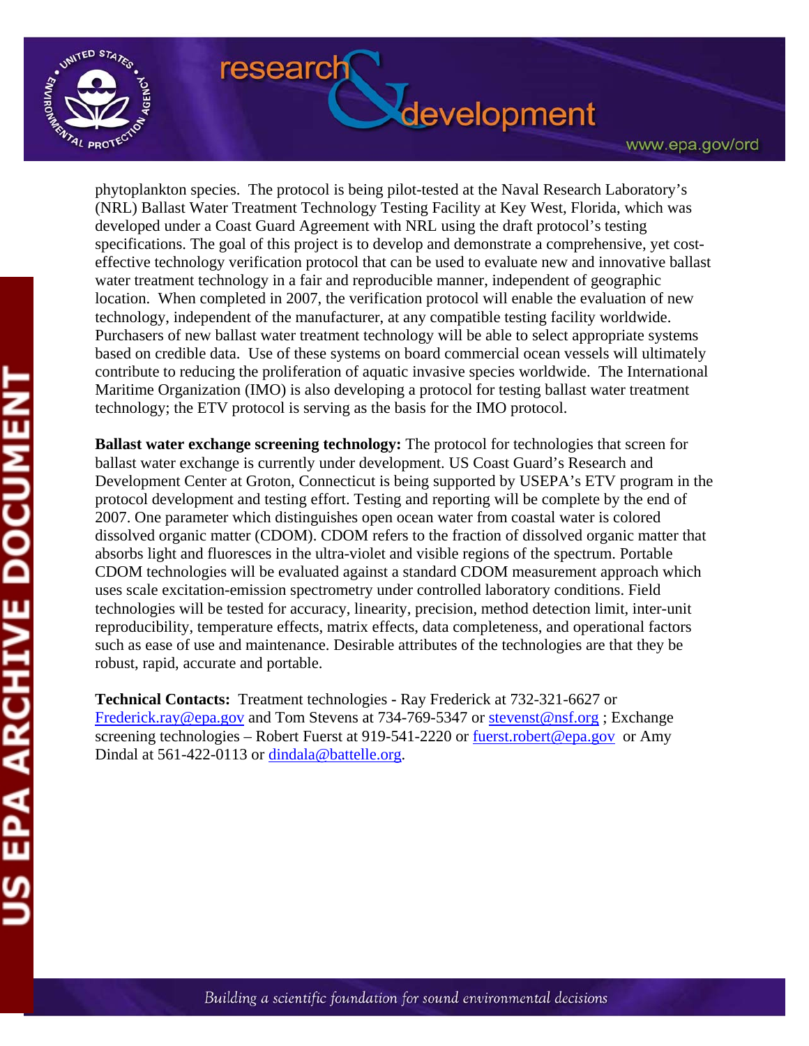phytoplankton species. The protocol is being pilot-tested at the Naval Research Laboratory's (NRL) Ballast Water Treatment Technology Testing Facility at Key West, Florida, which was developed under a Coast Guard Agreement with NRL using the draft protocol's testing specifications. The goal of this project is to develop and demonstrate a comprehensive, yet cost-effective technology verification protocol that can be used to evaluate new and innovative ballast water treatment technology in a fair and reproducible manner, independent of geographic location. When completed in 2007, the verification protocol will enable the evaluation of new technology, independent of the manufacturer, at any compatible testing facility worldwide. Purchasers of new ballast water treatment technology will be able to select appropriate systems based on credible data. Use of these systems on board commercial ocean vessels will ultimately contribute to reducing the proliferation of aquatic invasive species worldwide. The International Maritime Organization (IMO) is also developing a protocol for testing ballast water treatment technology; the ETV protocol is serving as the basis for the IMO protocol.

**Ballast water exchange screening technology:** The protocol for technologies that screen for ballast water exchange is currently under development. US Coast Guard's Research and Development Center at Groton, Connecticut is being supported by USEPA's ETV program in the protocol development and testing effort. Testing and reporting will be complete by the end of 2007. One parameter which distinguishes open ocean water from coastal water is colored dissolved organic matter (CDOM). CDOM refers to the fraction of dissolved organic matter that absorbs light and fluoresces in the ultra-violet and visible regions of the spectrum. Portable CDOM technologies will be evaluated against a standard CDOM measurement approach which uses scale excitation-emission spectrometry under controlled laboratory conditions. Field technologies will be tested for accuracy, linearity, precision, method detection limit, inter-unit reproducibility, temperature effects, matrix effects, data completeness, and operational factors such as ease of use and maintenance. Desirable attributes of the technologies are that they be robust, rapid, accurate and portable.

**Technical Contacts:** Treatment technologies - Ray Frederick at 732-321-6627 or Frederick.ray@epa.gov and Tom Stevens at 734-769-5347 or stevenst@nsf.org ; Exchange screening technologies – Robert Fuerst at 919-541-2220 or fuerst.robert@epa.gov or Amy Dindal at 561-422-0113 or dindala@battelle.org.